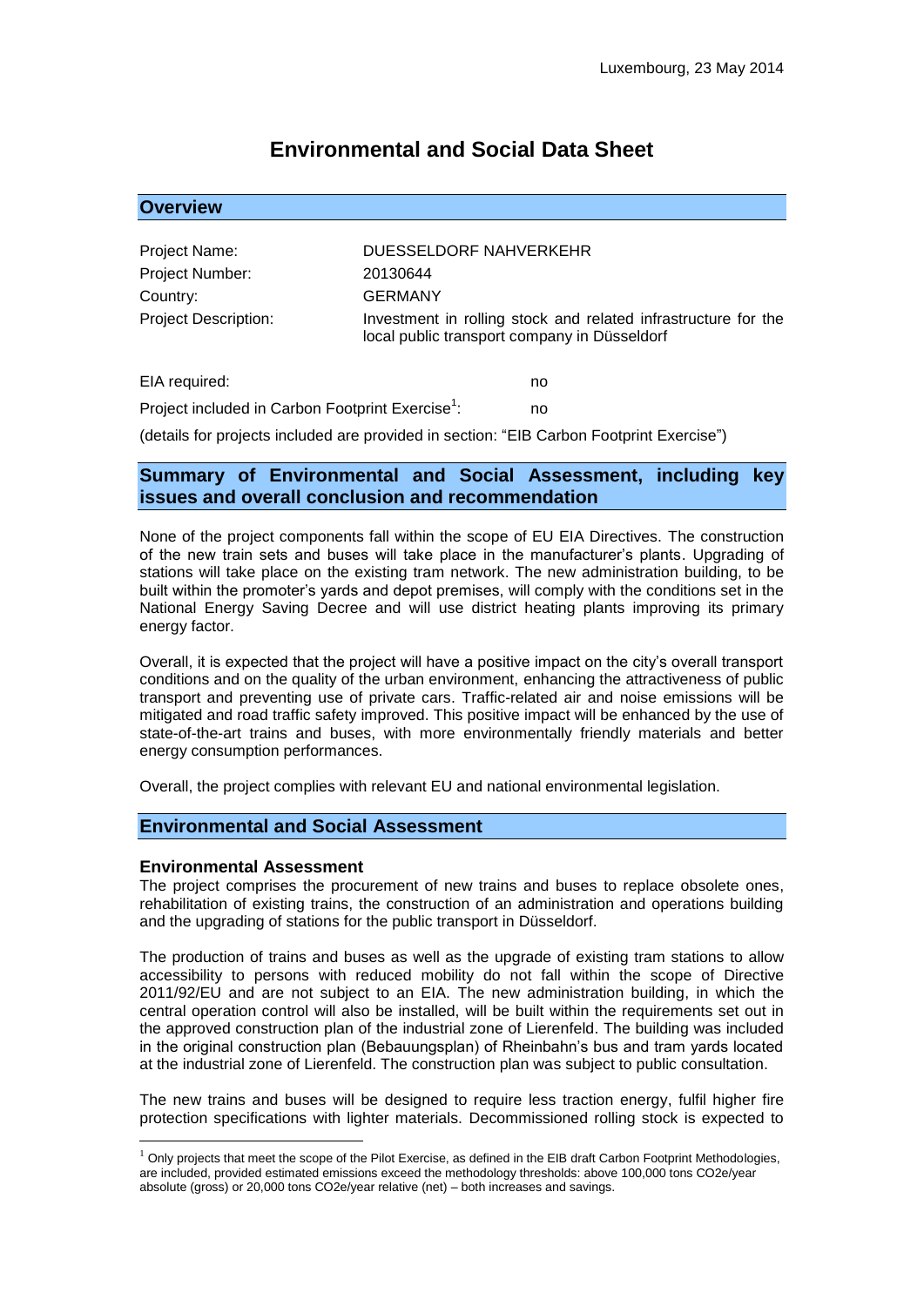Luxembourg, 23 May 2014

# Environmental and Social Data Sheet

## Overview

| | |
|---|---|
| Project Name: | DUESSELDORF NAHVERKEHR |
| Project Number: | 20130644 |
| Country: | GERMANY |
| Project Description: | Investment in rolling stock and related infrastructure for the local public transport company in Düsseldorf |

EIA required: no

Project included in Carbon Footprint Exercise[1]: no

(details for projects included are provided in section: "EIB Carbon Footprint Exercise")

## Summary of Environmental and Social Assessment, including key issues and overall conclusion and recommendation

None of the project components fall within the scope of EU EIA Directives. The construction of the new train sets and buses will take place in the manufacturer's plants. Upgrading of stations will take place on the existing tram network. The new administration building, to be built within the promoter's yards and depot premises, will comply with the conditions set in the National Energy Saving Decree and will use district heating plants improving its primary energy factor.

Overall, it is expected that the project will have a positive impact on the city's overall transport conditions and on the quality of the urban environment, enhancing the attractiveness of public transport and preventing use of private cars. Traffic-related air and noise emissions will be mitigated and road traffic safety improved. This positive impact will be enhanced by the use of state-of-the-art trains and buses, with more environmentally friendly materials and better energy consumption performances.

Overall, the project complies with relevant EU and national environmental legislation.

## Environmental and Social Assessment

### Environmental Assessment

The project comprises the procurement of new trains and buses to replace obsolete ones, rehabilitation of existing trains, the construction of an administration and operations building and the upgrading of stations for the public transport in Düsseldorf.

The production of trains and buses as well as the upgrade of existing tram stations to allow accessibility to persons with reduced mobility do not fall within the scope of Directive 2011/92/EU and are not subject to an EIA. The new administration building, in which the central operation control will also be installed, will be built within the requirements set out in the approved construction plan of the industrial zone of Lierenfeld. The building was included in the original construction plan (Bebauungsplan) of Rheinbahn's bus and tram yards located at the industrial zone of Lierenfeld. The construction plan was subject to public consultation.

The new trains and buses will be designed to require less traction energy, fulfil higher fire protection specifications with lighter materials. Decommissioned rolling stock is expected to

[1] Only projects that meet the scope of the Pilot Exercise, as defined in the EIB draft Carbon Footprint Methodologies, are included, provided estimated emissions exceed the methodology thresholds: above 100,000 tons CO2e/year absolute (gross) or 20,000 tons CO2e/year relative (net) – both increases and savings.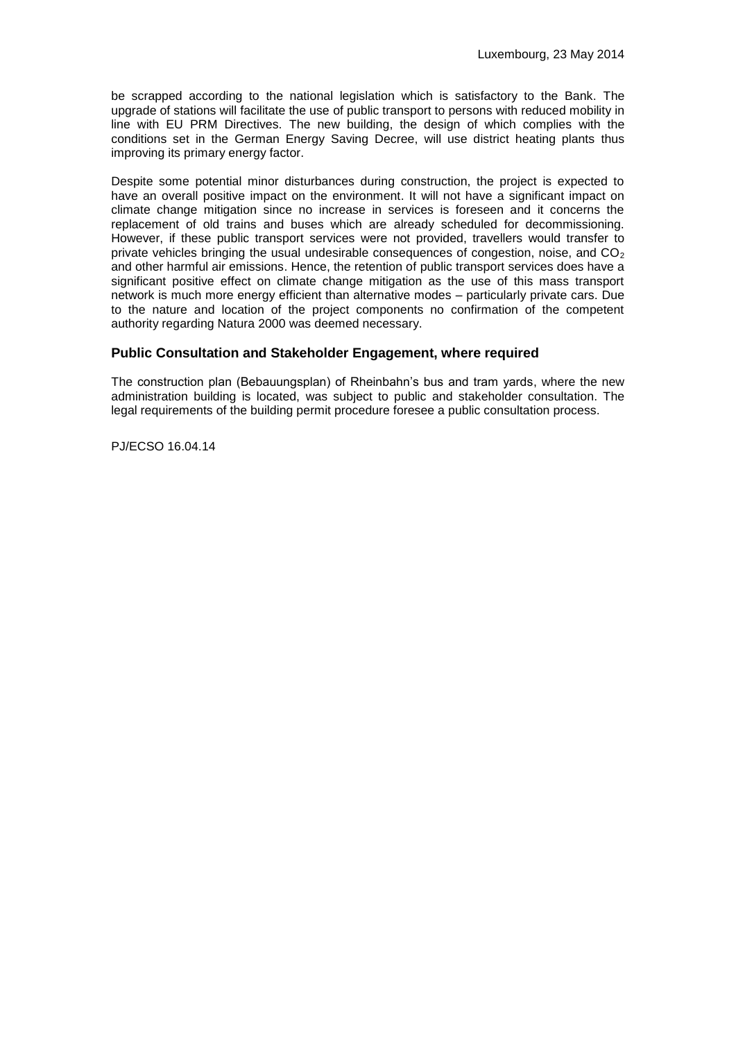be scrapped according to the national legislation which is satisfactory to the Bank. The upgrade of stations will facilitate the use of public transport to persons with reduced mobility in line with EU PRM Directives. The new building, the design of which complies with the conditions set in the German Energy Saving Decree, will use district heating plants thus improving its primary energy factor.

Despite some potential minor disturbances during construction, the project is expected to have an overall positive impact on the environment. It will not have a significant impact on climate change mitigation since no increase in services is foreseen and it concerns the replacement of old trains and buses which are already scheduled for decommissioning. However, if these public transport services were not provided, travellers would transfer to private vehicles bringing the usual undesirable consequences of congestion, noise, and $CO_2$ and other harmful air emissions. Hence, the retention of public transport services does have a significant positive effect on climate change mitigation as the use of this mass transport network is much more energy efficient than alternative modes – particularly private cars. Due to the nature and location of the project components no confirmation of the competent authority regarding Natura 2000 was deemed necessary.

### Public Consultation and Stakeholder Engagement, where required

The construction plan (Bebauungsplan) of Rheinbahn's bus and tram yards, where the new administration building is located, was subject to public and stakeholder consultation. The legal requirements of the building permit procedure foresee a public consultation process.

PJ/ECSO 16.04.14